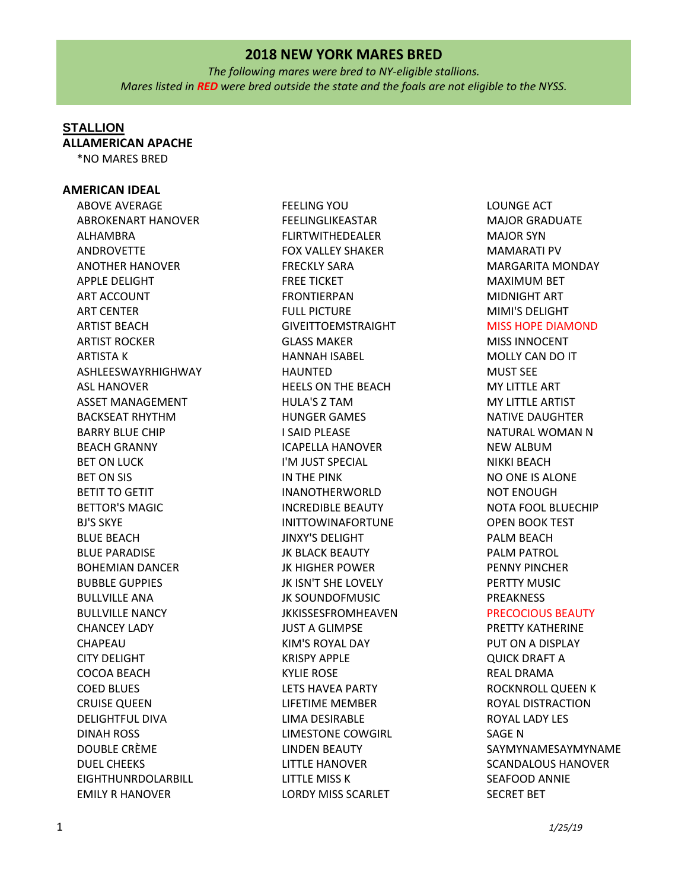# 2018 NEW YORK MARES BRED

*The following mares were bred to NY-eligible stallions.*
*Mares listed in **RED** were bred outside the state and the foals are not eligible to the NYSS.*

**STALLION**

**ALLAMERICAN APACHE**

*NO MARES BRED

**AMERICAN IDEAL**

ABOVE AVERAGE
ABROKENART HANOVER
ALHAMBRA
ANDROVETTE
ANOTHER HANOVER
APPLE DELIGHT
ART ACCOUNT
ART CENTER
ARTIST BEACH
ARTIST ROCKER
ARTISTA K
ASHLEESWAYRHIGHWAY
ASL HANOVER
ASSET MANAGEMENT
BACKSEAT RHYTHM
BARRY BLUE CHIP
BEACH GRANNY
BET ON LUCK
BET ON SIS
BETIT TO GETIT
BETTOR'S MAGIC
BJ'S SKYE
BLUE BEACH
BLUE PARADISE
BOHEMIAN DANCER
BUBBLE GUPPIES
BULLVILLE ANA
BULLVILLE NANCY
CHANCEY LADY
CHAPEAU
CITY DELIGHT
COCOA BEACH
COED BLUES
CRUISE QUEEN
DELIGHTFUL DIVA
DINAH ROSS
DOUBLE CRÈME
DUEL CHEEKS
EIGHTHUNRDOLARBILL
EMILY R HANOVER
FEELING YOU
FEELINGLIKEASTAR
FLIRTWITHEDEALER
FOX VALLEY SHAKER
FRECKLY SARA
FREE TICKET
FRONTIERPAN
FULL PICTURE
GIVEITTOEMSTRAIGHT
GLASS MAKER
HANNAH ISABEL
HAUNTED
HEELS ON THE BEACH
HULA'S Z TAM
HUNGER GAMES
I SAID PLEASE
ICAPELLA HANOVER
I'M JUST SPECIAL
IN THE PINK
INANOTHERWORLD
INCREDIBLE BEAUTY
INITTOWINAFORTUNE
JINXY'S DELIGHT
JK BLACK BEAUTY
JK HIGHER POWER
JK ISN'T SHE LOVELY
JK SOUNDOFMUSIC
JKKISSESFROMHEAVEN
JUST A GLIMPSE
KIM'S ROYAL DAY
KRISPY APPLE
KYLIE ROSE
LETS HAVEA PARTY
LIFETIME MEMBER
LIMA DESIRABLE
LIMESTONE COWGIRL
LINDEN BEAUTY
LITTLE HANOVER
LITTLE MISS K
LORDY MISS SCARLET
LOUNGE ACT
MAJOR GRADUATE
MAJOR SYN
MAMARATI PV
MARGARITA MONDAY
MAXIMUM BET
MIDNIGHT ART
MIMI'S DELIGHT
MISS HOPE DIAMOND
MISS INNOCENT
MOLLY CAN DO IT
MUST SEE
MY LITTLE ART
MY LITTLE ARTIST
NATIVE DAUGHTER
NATURAL WOMAN N
NEW ALBUM
NIKKI BEACH
NO ONE IS ALONE
NOT ENOUGH
NOTA FOOL BLUECHIP
OPEN BOOK TEST
PALM BEACH
PALM PATROL
PENNY PINCHER
PERTTY MUSIC
PREAKNESS
PRECOCIOUS BEAUTY
PRETTY KATHERINE
PUT ON A DISPLAY
QUICK DRAFT A
REAL DRAMA
ROCKNROLL QUEEN K
ROYAL DISTRACTION
ROYAL LADY LES
SAGE N
SAYMYNAMESAYMYNAME
SCANDALOUS HANOVER
SEAFOOD ANNIE
SECRET BET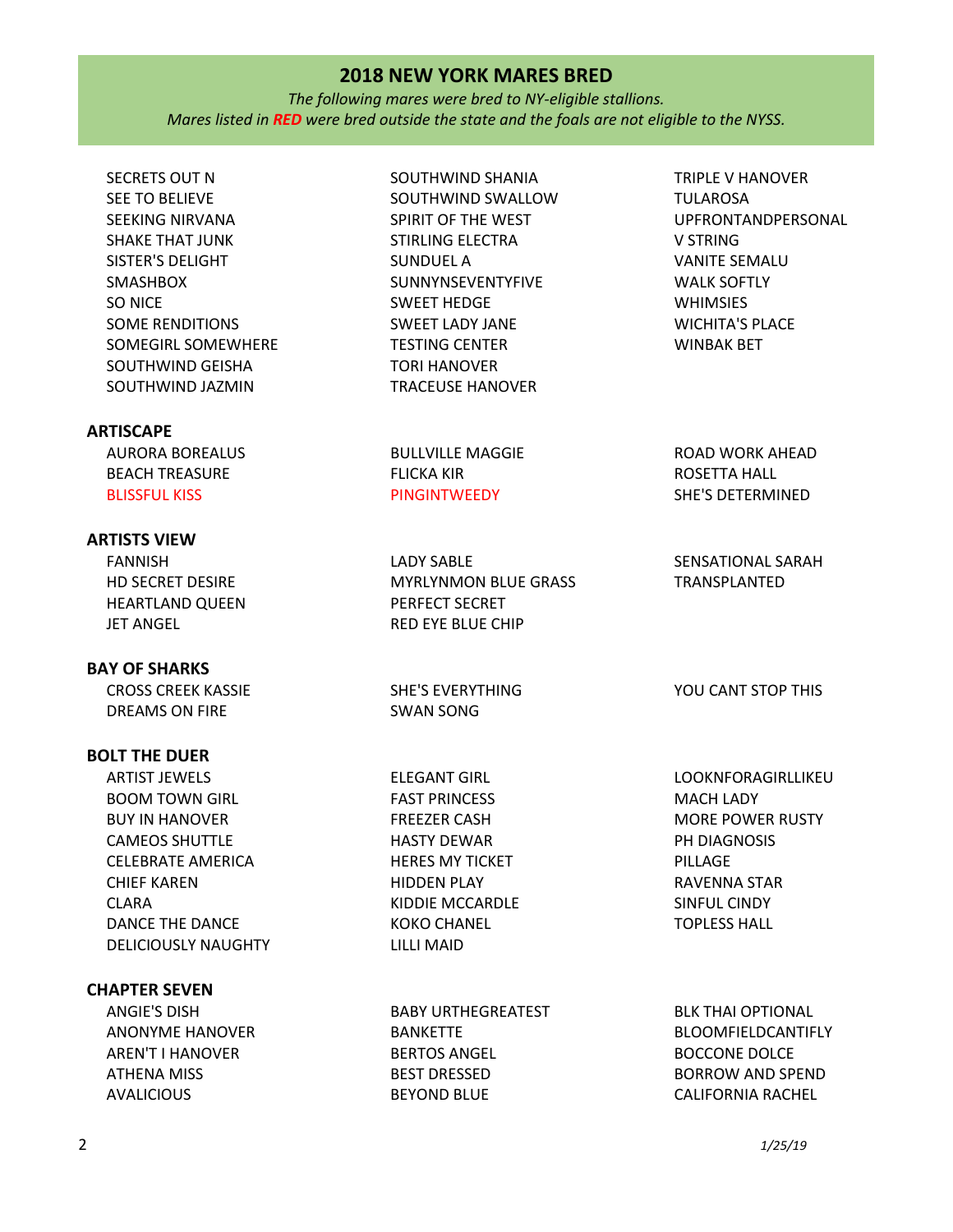# 2018 NEW YORK MARES BRED

*The following mares were bred to NY-eligible stallions.*
*Mares listed in **RED** were bred outside the state and the foals are not eligible to the NYSS.*

SECRETS OUT N
SEE TO BELIEVE
SEEKING NIRVANA
SHAKE THAT JUNK
SISTER'S DELIGHT
SMASHBOX
SO NICE
SOME RENDITIONS
SOMEGIRL SOMEWHERE
SOUTHWIND GEISHA
SOUTHWIND JAZMIN
SOUTHWIND SHANIA
SOUTHWIND SWALLOW
SPIRIT OF THE WEST
STIRLING ELECTRA
SUNDUEL A
SUNNYNSEVENTYFIVE
SWEET HEDGE
SWEET LADY JANE
TESTING CENTER
TORI HANOVER
TRACEUSE HANOVER
TRIPLE V HANOVER
TULAROSA
UPFRONTANDPERSONAL
V STRING
VANITE SEMALU
WALK SOFTLY
WHIMSIES
WICHITA'S PLACE
WINBAK BET

**ARTISCAPE**

AURORA BOREALUS
BEACH TREASURE
BLISSFUL KISS (RED)
BULLVILLE MAGGIE
FLICKA KIR
PINGINTWEEDY (RED)
ROAD WORK AHEAD
ROSETTA HALL
SHE'S DETERMINED

**ARTISTS VIEW**

FANNISH
HD SECRET DESIRE
HEARTLAND QUEEN
JET ANGEL
LADY SABLE
MYRLYNMON BLUE GRASS
PERFECT SECRET
RED EYE BLUE CHIP
SENSATIONAL SARAH
TRANSPLANTED

**BAY OF SHARKS**

CROSS CREEK KASSIE
DREAMS ON FIRE
SHE'S EVERYTHING
SWAN SONG
YOU CANT STOP THIS

**BOLT THE DUER**

ARTIST JEWELS
BOOM TOWN GIRL
BUY IN HANOVER
CAMEOS SHUTTLE
CELEBRATE AMERICA
CHIEF KAREN
CLARA
DANCE THE DANCE
DELICIOUSLY NAUGHTY
ELEGANT GIRL
FAST PRINCESS
FREEZER CASH
HASTY DEWAR
HERES MY TICKET
HIDDEN PLAY
KIDDIE MCCARDLE
KOKO CHANEL
LILLI MAID
LOOKNFORAGIRLLIKEU
MACH LADY
MORE POWER RUSTY
PH DIAGNOSIS
PILLAGE
RAVENNA STAR
SINFUL CINDY
TOPLESS HALL

**CHAPTER SEVEN**

ANGIE'S DISH
ANONYME HANOVER
AREN'T I HANOVER
ATHENA MISS
AVALICIOUS
BABY URTHEGREATEST
BANKETTE
BERTOS ANGEL
BEST DRESSED
BEYOND BLUE
BLK THAI OPTIONAL
BLOOMFIELDCANTIFLY
BOCCONE DOLCE
BORROW AND SPEND
CALIFORNIA RACHEL

*1/25/19*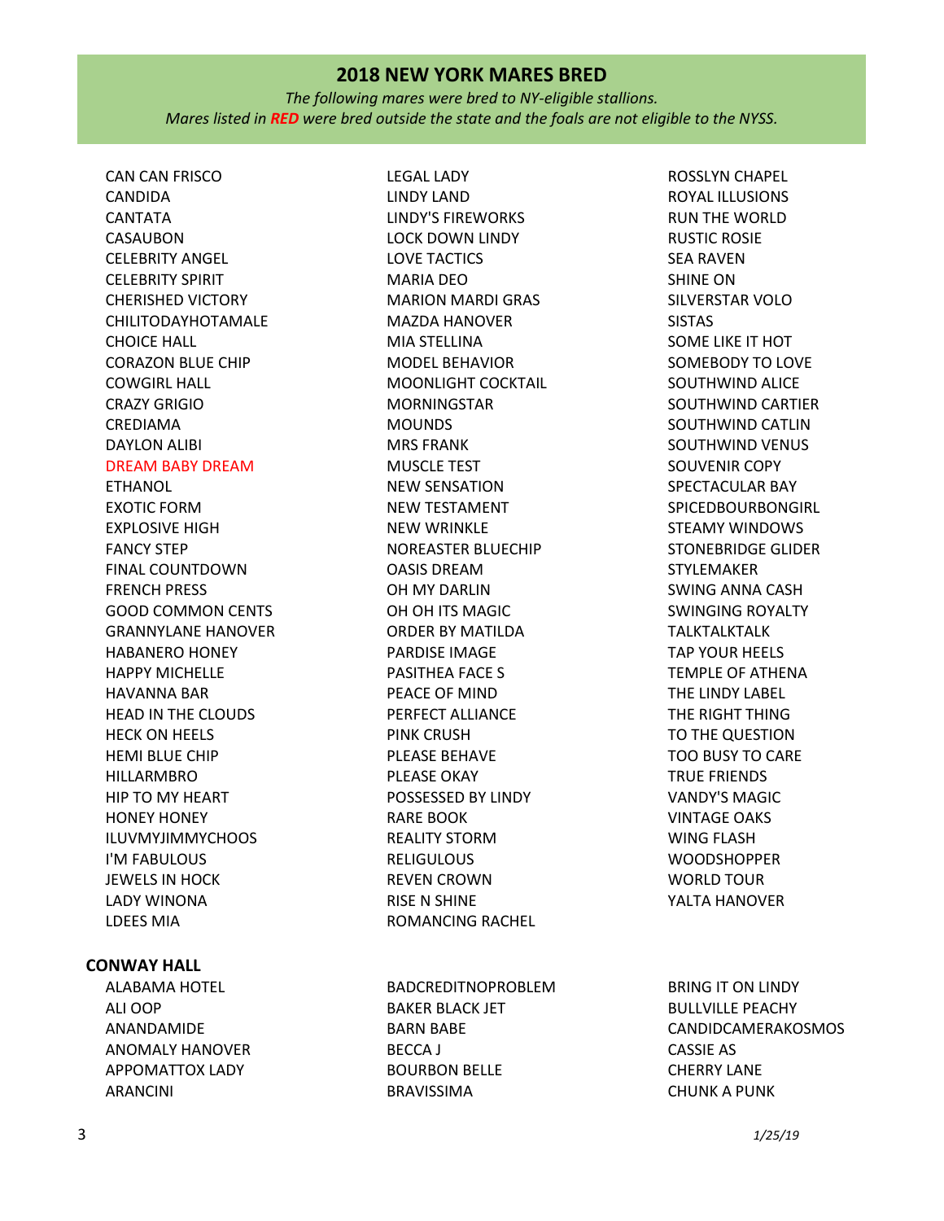## 2018 NEW YORK MARES BRED

*The following mares were bred to NY-eligible stallions.*
*Mares listed in **RED** were bred outside the state and the foals are not eligible to the NYSS.*

CAN CAN FRISCO
CANDIDA
CANTATA
CASAUBON
CELEBRITY ANGEL
CELEBRITY SPIRIT
CHERISHED VICTORY
CHILITODAYHOTAMALE
CHOICE HALL
CORAZON BLUE CHIP
COWGIRL HALL
CRAZY GRIGIO
CREDIAMA
DAYLON ALIBI
DREAM BABY DREAM (listed in red)
ETHANOL
EXOTIC FORM
EXPLOSIVE HIGH
FANCY STEP
FINAL COUNTDOWN
FRENCH PRESS
GOOD COMMON CENTS
GRANNYLANE HANOVER
HABANERO HONEY
HAPPY MICHELLE
HAVANNA BAR
HEAD IN THE CLOUDS
HECK ON HEELS
HEMI BLUE CHIP
HILLARMBRO
HIP TO MY HEART
HONEY HONEY
ILUVMYJIMMYCHOOS
I'M FABULOUS
JEWELS IN HOCK
LADY WINONA
LDEES MIA
LEGAL LADY
LINDY LAND
LINDY'S FIREWORKS
LOCK DOWN LINDY
LOVE TACTICS
MARIA DEO
MARION MARDI GRAS
MAZDA HANOVER
MIA STELLINA
MODEL BEHAVIOR
MOONLIGHT COCKTAIL
MORNINGSTAR
MOUNDS
MRS FRANK
MUSCLE TEST
NEW SENSATION
NEW TESTAMENT
NEW WRINKLE
NOREASTER BLUECHIP
OASIS DREAM
OH MY DARLIN
OH OH ITS MAGIC
ORDER BY MATILDA
PARDISE IMAGE
PASITHEA FACE S
PEACE OF MIND
PERFECT ALLIANCE
PINK CRUSH
PLEASE BEHAVE
PLEASE OKAY
POSSESSED BY LINDY
RARE BOOK
REALITY STORM
RELIGULOUS
REVEN CROWN
RISE N SHINE
ROMANCING RACHEL
ROSSLYN CHAPEL
ROYAL ILLUSIONS
RUN THE WORLD
RUSTIC ROSIE
SEA RAVEN
SHINE ON
SILVERSTAR VOLO
SISTAS
SOME LIKE IT HOT
SOMEBODY TO LOVE
SOUTHWIND ALICE
SOUTHWIND CARTIER
SOUTHWIND CATLIN
SOUTHWIND VENUS
SOUVENIR COPY
SPECTACULAR BAY
SPICEDBOURBONGIRL
STEAMY WINDOWS
STONEBRIDGE GLIDER
STYLEMAKER
SWING ANNA CASH
SWINGING ROYALTY
TALKTALKTALK
TAP YOUR HEELS
TEMPLE OF ATHENA
THE LINDY LABEL
THE RIGHT THING
TO THE QUESTION
TOO BUSY TO CARE
TRUE FRIENDS
VANDY'S MAGIC
VINTAGE OAKS
WING FLASH
WOODSHOPPER
WORLD TOUR
YALTA HANOVER

### CONWAY HALL

ALABAMA HOTEL
ALI OOP
ANANDAMIDE
ANOMALY HANOVER
APPOMATTOX LADY
ARANCINI
BADCREDITNOPROBLEM
BAKER BLACK JET
BARN BABE
BECCA J
BOURBON BELLE
BRAVISSIMA
BRING IT ON LINDY
BULLVILLE PEACHY
CANDIDCAMERAKOSMOS
CASSIE AS
CHERRY LANE
CHUNK A PUNK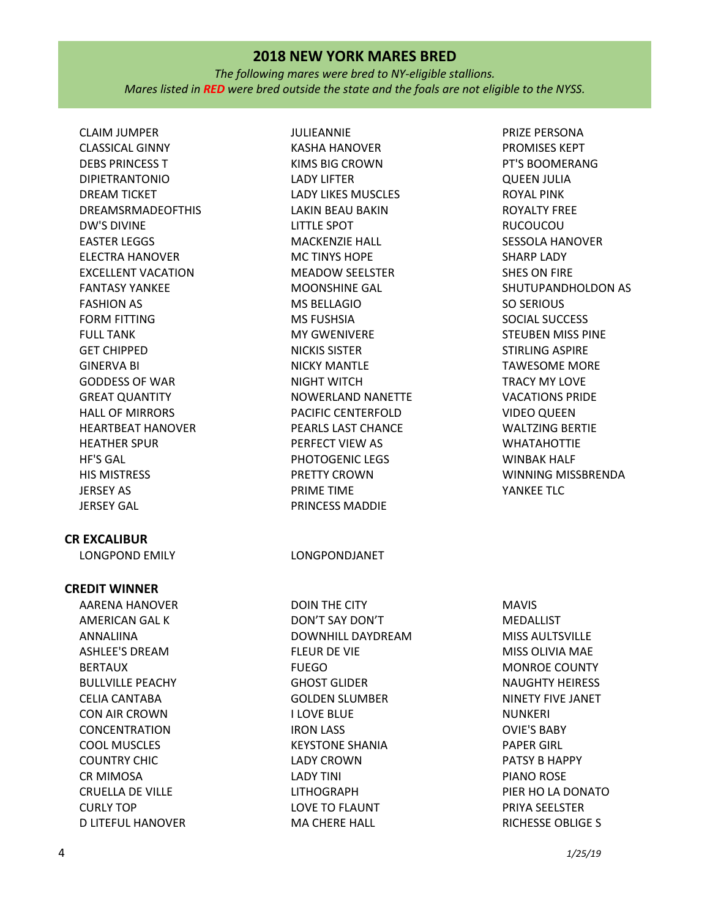## 2018 NEW YORK MARES BRED

*The following mares were bred to NY-eligible stallions.*
*Mares listed in **RED** were bred outside the state and the foals are not eligible to the NYSS.*

CLAIM JUMPER
CLASSICAL GINNY
DEBS PRINCESS T
DIPIETRANTONIO
DREAM TICKET
DREAMSRMADEOFTHIS
DW'S DIVINE
EASTER LEGGS
ELECTRA HANOVER
EXCELLENT VACATION
FANTASY YANKEE
FASHION AS
FORM FITTING
FULL TANK
GET CHIPPED
GINERVA BI
GODDESS OF WAR
GREAT QUANTITY
HALL OF MIRRORS
HEARTBEAT HANOVER
HEATHER SPUR
HF'S GAL
HIS MISTRESS
JERSEY AS
JERSEY GAL
JULIEANNIE
KASHA HANOVER
KIMS BIG CROWN
LADY LIFTER
LADY LIKES MUSCLES
LAKIN BEAU BAKIN
LITTLE SPOT
MACKENZIE HALL
MC TINYS HOPE
MEADOW SEELSTER
MOONSHINE GAL
MS BELLAGIO
MS FUSHSIA
MY GWENIVERE
NICKIS SISTER
NICKY MANTLE
NIGHT WITCH
NOWERLAND NANETTE
PACIFIC CENTERFOLD
PEARLS LAST CHANCE
PERFECT VIEW AS
PHOTOGENIC LEGS
PRETTY CROWN
PRIME TIME
PRINCESS MADDIE
PRIZE PERSONA
PROMISES KEPT
PT'S BOOMERANG
QUEEN JULIA
ROYAL PINK
ROYALTY FREE
RUCOUCOU
SESSOLA HANOVER
SHARP LADY
SHES ON FIRE
SHUTUPANDHOLDON AS
SO SERIOUS
SOCIAL SUCCESS
STEUBEN MISS PINE
STIRLING ASPIRE
TAWESOME MORE
TRACY MY LOVE
VACATIONS PRIDE
VIDEO QUEEN
WALTZING BERTIE
WHATAHOTTIE
WINBAK HALF
WINNING MISSBRENDA
YANKEE TLC

### CR EXCALIBUR

LONGPOND EMILY
LONGPONDJANET

### CREDIT WINNER

AARENA HANOVER
AMERICAN GAL K
ANNALIINA
ASHLEE'S DREAM
BERTAUX
BULLVILLE PEACHY
CELIA CANTABA
CON AIR CROWN
CONCENTRATION
COOL MUSCLES
COUNTRY CHIC
CR MIMOSA
CRUELLA DE VILLE
CURLY TOP
D LITEFUL HANOVER
DOIN THE CITY
DON'T SAY DON'T
DOWNHILL DAYDREAM
FLEUR DE VIE
FUEGO
GHOST GLIDER
GOLDEN SLUMBER
I LOVE BLUE
IRON LASS
KEYSTONE SHANIA
LADY CROWN
LADY TINI
LITHOGRAPH
LOVE TO FLAUNT
MA CHERE HALL
MAVIS
MEDALLIST
MISS AULTSVILLE
MISS OLIVIA MAE
MONROE COUNTY
NAUGHTY HEIRESS
NINETY FIVE JANET
NUNKERI
OVIE'S BABY
PAPER GIRL
PATSY B HAPPY
PIANO ROSE
PIER HO LA DONATO
PRIYA SEELSTER
RICHESSE OBLIGE S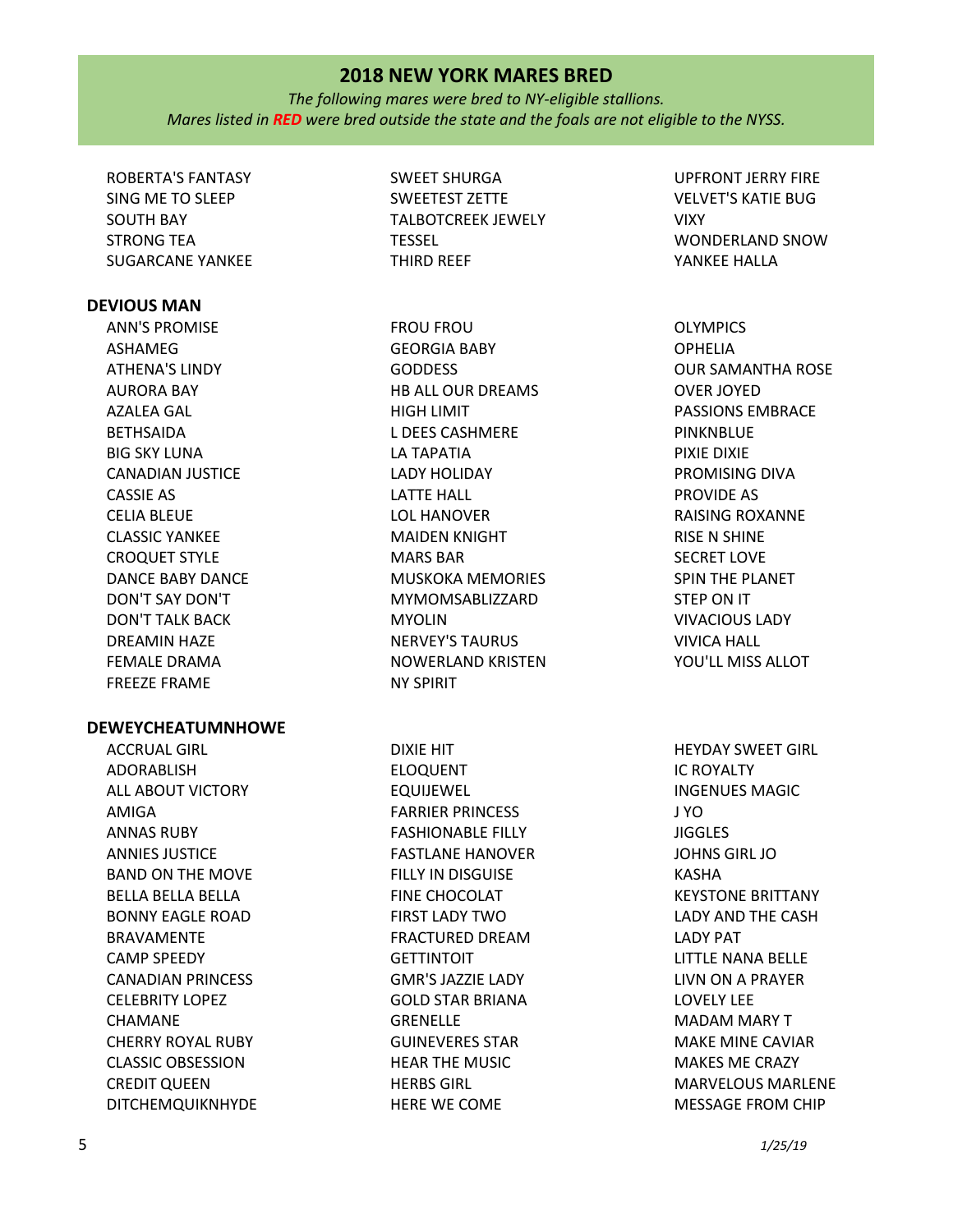## 2018 NEW YORK MARES BRED

*The following mares were bred to NY-eligible stallions.*
*Mares listed in* ***RED*** *were bred outside the state and the foals are not eligible to the NYSS.*

ROBERTA'S FANTASY
SING ME TO SLEEP
SOUTH BAY
STRONG TEA
SUGARCANE YANKEE
SWEET SHURGA
SWEETEST ZETTE
TALBOTCREEK JEWELY
TESSEL
THIRD REEF
UPFRONT JERRY FIRE
VELVET'S KATIE BUG
VIXY
WONDERLAND SNOW
YANKEE HALLA

**DEVIOUS MAN**

ANN'S PROMISE
ASHAMEG
ATHENA'S LINDY
AURORA BAY
AZALEA GAL
BETHSAIDA
BIG SKY LUNA
CANADIAN JUSTICE
CASSIE AS
CELIA BLEUE
CLASSIC YANKEE
CROQUET STYLE
DANCE BABY DANCE
DON'T SAY DON'T
DON'T TALK BACK
DREAMIN HAZE
FEMALE DRAMA
FREEZE FRAME
FROU FROU
GEORGIA BABY
GODDESS
HB ALL OUR DREAMS
HIGH LIMIT
L DEES CASHMERE
LA TAPATIA
LADY HOLIDAY
LATTE HALL
LOL HANOVER
MAIDEN KNIGHT
MARS BAR
MUSKOKA MEMORIES
MYMOMSABLIZZARD
MYOLIN
NERVEY'S TAURUS
NOWERLAND KRISTEN
NY SPIRIT
OLYMPICS
OPHELIA
OUR SAMANTHA ROSE
OVER JOYED
PASSIONS EMBRACE
PINKNBLUE
PIXIE DIXIE
PROMISING DIVA
PROVIDE AS
RAISING ROXANNE
RISE N SHINE
SECRET LOVE
SPIN THE PLANET
STEP ON IT
VIVACIOUS LADY
VIVICA HALL
YOU'LL MISS ALLOT

**DEWEYCHEATUMNHOWE**

ACCRUAL GIRL
ADORABLISH
ALL ABOUT VICTORY
AMIGA
ANNAS RUBY
ANNIES JUSTICE
BAND ON THE MOVE
BELLA BELLA BELLA
BONNY EAGLE ROAD
BRAVAMENTE
CAMP SPEEDY
CANADIAN PRINCESS
CELEBRITY LOPEZ
CHAMANE
CHERRY ROYAL RUBY
CLASSIC OBSESSION
CREDIT QUEEN
DITCHEMQUIKNHYDE
DIXIE HIT
ELOQUENT
EQUIJEWEL
FARRIER PRINCESS
FASHIONABLE FILLY
FASTLANE HANOVER
FILLY IN DISGUISE
FINE CHOCOLAT
FIRST LADY TWO
FRACTURED DREAM
GETTINTOIT
GMR'S JAZZIE LADY
GOLD STAR BRIANA
GRENELLE
GUINEVERES STAR
HEAR THE MUSIC
HERBS GIRL
HERE WE COME
HEYDAY SWEET GIRL
IC ROYALTY
INGENUES MAGIC
J YO
JIGGLES
JOHNS GIRL JO
KASHA
KEYSTONE BRITTANY
LADY AND THE CASH
LADY PAT
LITTLE NANA BELLE
LIVN ON A PRAYER
LOVELY LEE
MADAM MARY T
MAKE MINE CAVIAR
MAKES ME CRAZY
MARVELOUS MARLENE
MESSAGE FROM CHIP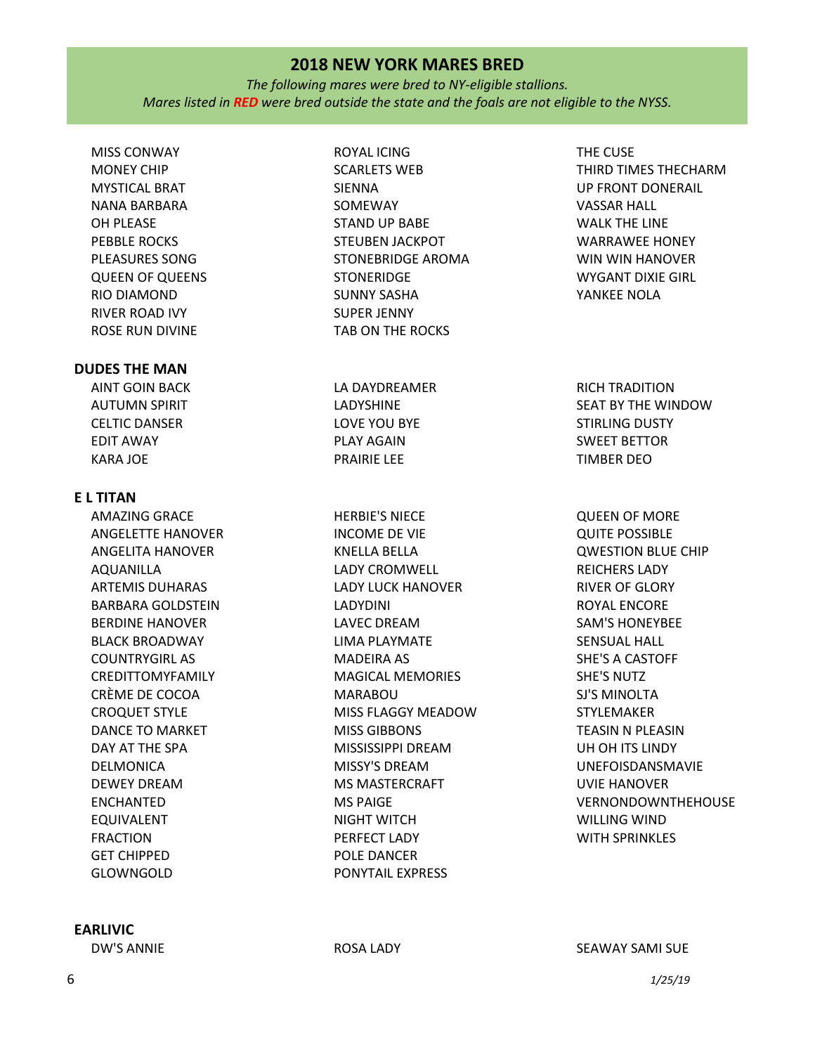## 2018 NEW YORK MARES BRED

*The following mares were bred to NY-eligible stallions.*
*Mares listed in **RED** were bred outside the state and the foals are not eligible to the NYSS.*

MISS CONWAY
MONEY CHIP
MYSTICAL BRAT
NANA BARBARA
OH PLEASE
PEBBLE ROCKS
PLEASURES SONG
QUEEN OF QUEENS
RIO DIAMOND
RIVER ROAD IVY
ROSE RUN DIVINE
ROYAL ICING
SCARLETS WEB
SIENNA
SOMEWAY
STAND UP BABE
STEUBEN JACKPOT
STONEBRIDGE AROMA
STONERIDGE
SUNNY SASHA
SUPER JENNY
TAB ON THE ROCKS
THE CUSE
THIRD TIMES THECHARM
UP FRONT DONERAIL
VASSAR HALL
WALK THE LINE
WARRAWEE HONEY
WIN WIN HANOVER
WYGANT DIXIE GIRL
YANKEE NOLA

**DUDES THE MAN**

AINT GOIN BACK
AUTUMN SPIRIT
CELTIC DANSER
EDIT AWAY
KARA JOE
LA DAYDREAMER
LADYSHINE
LOVE YOU BYE
PLAY AGAIN
PRAIRIE LEE
RICH TRADITION
SEAT BY THE WINDOW
STIRLING DUSTY
SWEET BETTOR
TIMBER DEO

**E L TITAN**

AMAZING GRACE
ANGELETTE HANOVER
ANGELITA HANOVER
AQUANILLA
ARTEMIS DUHARAS
BARBARA GOLDSTEIN
BERDINE HANOVER
BLACK BROADWAY
COUNTRYGIRL AS
CREDITTOMYFAMILY
CRÈME DE COCOA
CROQUET STYLE
DANCE TO MARKET
DAY AT THE SPA
DELMONICA
DEWEY DREAM
ENCHANTED
EQUIVALENT
FRACTION
GET CHIPPED
GLOWNGOLD
HERBIE'S NIECE
INCOME DE VIE
KNELLA BELLA
LADY CROMWELL
LADY LUCK HANOVER
LADYDINI
LAVEC DREAM
LIMA PLAYMATE
MADEIRA AS
MAGICAL MEMORIES
MARABOU
MISS FLAGGY MEADOW
MISS GIBBONS
MISSISSIPPI DREAM
MISSY'S DREAM
MS MASTERCRAFT
MS PAIGE
NIGHT WITCH
PERFECT LADY
POLE DANCER
PONYTAIL EXPRESS
QUEEN OF MORE
QUITE POSSIBLE
QWESTION BLUE CHIP
REICHERS LADY
RIVER OF GLORY
ROYAL ENCORE
SAM'S HONEYBEE
SENSUAL HALL
SHE'S A CASTOFF
SHE'S NUTZ
SJ'S MINOLTA
STYLEMAKER
TEASIN N PLEASIN
UH OH ITS LINDY
UNEFOISDANSMAVIE
UVIE HANOVER
VERNONDOWNTHEHOUSE
WILLING WIND
WITH SPRINKLES

**EARLIVIC**

DW'S ANNIE
ROSA LADY
SEAWAY SAMI SUE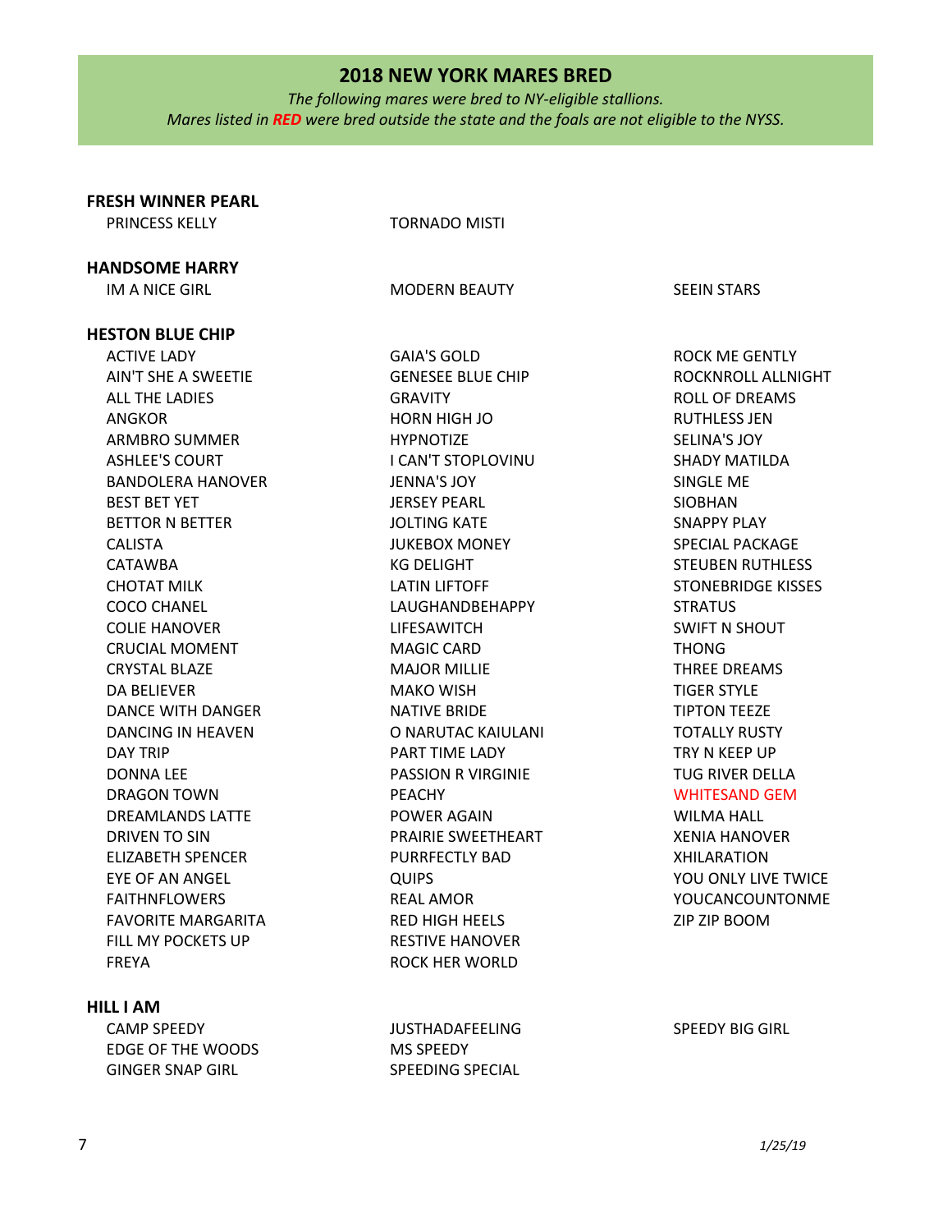## 2018 NEW YORK MARES BRED

*The following mares were bred to NY-eligible stallions.*
*Mares listed in **RED** were bred outside the state and the foals are not eligible to the NYSS.*

**FRESH WINNER PEARL**

- PRINCESS KELLY
- TORNADO MISTI

**HANDSOME HARRY**

- IM A NICE GIRL
- MODERN BEAUTY
- SEEIN STARS

**HESTON BLUE CHIP**

- ACTIVE LADY
- AIN'T SHE A SWEETIE
- ALL THE LADIES
- ANGKOR
- ARMBRO SUMMER
- ASHLEE'S COURT
- BANDOLERA HANOVER
- BEST BET YET
- BETTOR N BETTER
- CALISTA
- CATAWBA
- CHOTAT MILK
- COCO CHANEL
- COLIE HANOVER
- CRUCIAL MOMENT
- CRYSTAL BLAZE
- DA BELIEVER
- DANCE WITH DANGER
- DANCING IN HEAVEN
- DAY TRIP
- DONNA LEE
- DRAGON TOWN
- DREAMLANDS LATTE
- DRIVEN TO SIN
- ELIZABETH SPENCER
- EYE OF AN ANGEL
- FAITHNFLOWERS
- FAVORITE MARGARITA
- FILL MY POCKETS UP
- FREYA
- GAIA'S GOLD
- GENESEE BLUE CHIP
- GRAVITY
- HORN HIGH JO
- HYPNOTIZE
- I CAN'T STOPLOVINU
- JENNA'S JOY
- JERSEY PEARL
- JOLTING KATE
- JUKEBOX MONEY
- KG DELIGHT
- LATIN LIFTOFF
- LAUGHANDBEHAPPY
- LIFESAWITCH
- MAGIC CARD
- MAJOR MILLIE
- MAKO WISH
- NATIVE BRIDE
- O NARUTAC KAIULANI
- PART TIME LADY
- PASSION R VIRGINIE
- PEACHY
- POWER AGAIN
- PRAIRIE SWEETHEART
- PURRFECTLY BAD
- QUIPS
- REAL AMOR
- RED HIGH HEELS
- RESTIVE HANOVER
- ROCK HER WORLD
- ROCK ME GENTLY
- ROCKNROLL ALLNIGHT
- ROLL OF DREAMS
- RUTHLESS JEN
- SELINA'S JOY
- SHADY MATILDA
- SINGLE ME
- SIOBHAN
- SNAPPY PLAY
- SPECIAL PACKAGE
- STEUBEN RUTHLESS
- STONEBRIDGE KISSES
- STRATUS
- SWIFT N SHOUT
- THONG
- THREE DREAMS
- TIGER STYLE
- TIPTON TEEZE
- TOTALLY RUSTY
- TRY N KEEP UP
- TUG RIVER DELLA
- WHITESAND GEM (RED)
- WILMA HALL
- XENIA HANOVER
- XHILARATION
- YOU ONLY LIVE TWICE
- YOUCANCOUNTONME
- ZIP ZIP BOOM

**HILL I AM**

- CAMP SPEEDY
- EDGE OF THE WOODS
- GINGER SNAP GIRL
- JUSTHADAFEELING
- MS SPEEDY
- SPEEDING SPECIAL
- SPEEDY BIG GIRL

*1/25/19*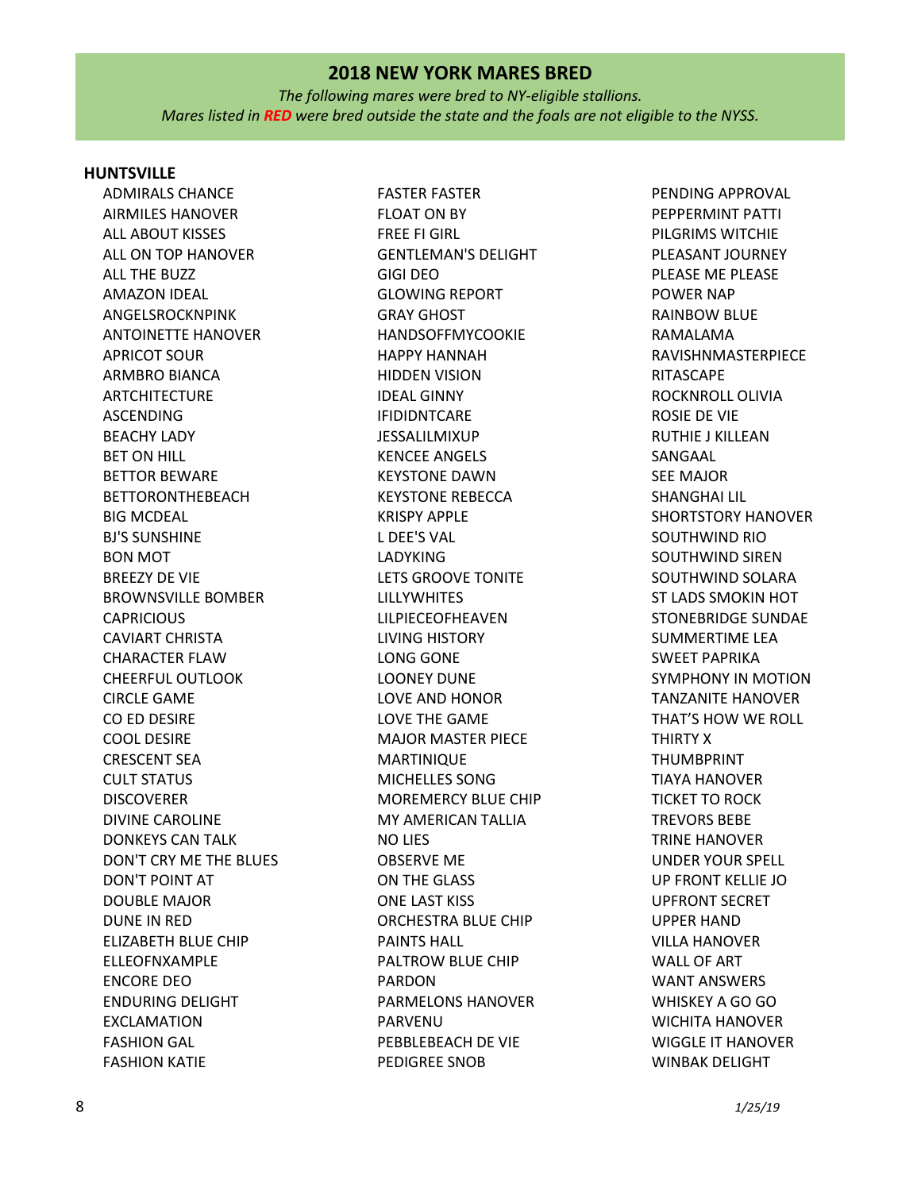## 2018 NEW YORK MARES BRED

*The following mares were bred to NY-eligible stallions.*
*Mares listed in **RED** were bred outside the state and the foals are not eligible to the NYSS.*

### HUNTSVILLE

ADMIRALS CHANCE
AIRMILES HANOVER
ALL ABOUT KISSES
ALL ON TOP HANOVER
ALL THE BUZZ
AMAZON IDEAL
ANGELSROCKNPINK
ANTOINETTE HANOVER
APRICOT SOUR
ARMBRO BIANCA
ARTCHITECTURE
ASCENDING
BEACHY LADY
BET ON HILL
BETTOR BEWARE
BETTORONTHEBEACH
BIG MCDEAL
BJ'S SUNSHINE
BON MOT
BREEZY DE VIE
BROWNSVILLE BOMBER
CAPRICIOUS
CAVIART CHRISTA
CHARACTER FLAW
CHEERFUL OUTLOOK
CIRCLE GAME
CO ED DESIRE
COOL DESIRE
CRESCENT SEA
CULT STATUS
DISCOVERER
DIVINE CAROLINE
DONKEYS CAN TALK
DON'T CRY ME THE BLUES
DON'T POINT AT
DOUBLE MAJOR
DUNE IN RED
ELIZABETH BLUE CHIP
ELLEOFNXAMPLE
ENCORE DEO
ENDURING DELIGHT
EXCLAMATION
FASHION GAL
FASHION KATIE
FASTER FASTER
FLOAT ON BY
FREE FI GIRL
GENTLEMAN'S DELIGHT
GIGI DEO
GLOWING REPORT
GRAY GHOST
HANDSOFFMYCOOKIE
HAPPY HANNAH
HIDDEN VISION
IDEAL GINNY
IFIDIDNTCARE
JESSALILMIXUP
KENCEE ANGELS
KEYSTONE DAWN
KEYSTONE REBECCA
KRISPY APPLE
L DEE'S VAL
LADYKING
LETS GROOVE TONITE
LILLYWHITES
LILPIECEOFHEAVEN
LIVING HISTORY
LONG GONE
LOONEY DUNE
LOVE AND HONOR
LOVE THE GAME
MAJOR MASTER PIECE
MARTINIQUE
MICHELLES SONG
MOREMERCY BLUE CHIP
MY AMERICAN TALLIA
NO LIES
OBSERVE ME
ON THE GLASS
ONE LAST KISS
ORCHESTRA BLUE CHIP
PAINTS HALL
PALTROW BLUE CHIP
PARDON
PARMELONS HANOVER
PARVENU
PEBBLEBEACH DE VIE
PEDIGREE SNOB
PENDING APPROVAL
PEPPERMINT PATTI
PILGRIMS WITCHIE
PLEASANT JOURNEY
PLEASE ME PLEASE
POWER NAP
RAINBOW BLUE
RAMALAMA
RAVISHNMASTERPIECE
RITASCAPE
ROCKNROLL OLIVIA
ROSIE DE VIE
RUTHIE J KILLEAN
SANGAAL
SEE MAJOR
SHANGHAI LIL
SHORTSTORY HANOVER
SOUTHWIND RIO
SOUTHWIND SIREN
SOUTHWIND SOLARA
ST LADS SMOKIN HOT
STONEBRIDGE SUNDAE
SUMMERTIME LEA
SWEET PAPRIKA
SYMPHONY IN MOTION
TANZANITE HANOVER
THAT'S HOW WE ROLL
THIRTY X
THUMBPRINT
TIAYA HANOVER
TICKET TO ROCK
TREVORS BEBE
TRINE HANOVER
UNDER YOUR SPELL
UP FRONT KELLIE JO
UPFRONT SECRET
UPPER HAND
VILLA HANOVER
WALL OF ART
WANT ANSWERS
WHISKEY A GO GO
WICHITA HANOVER
WIGGLE IT HANOVER
WINBAK DELIGHT

*1/25/19*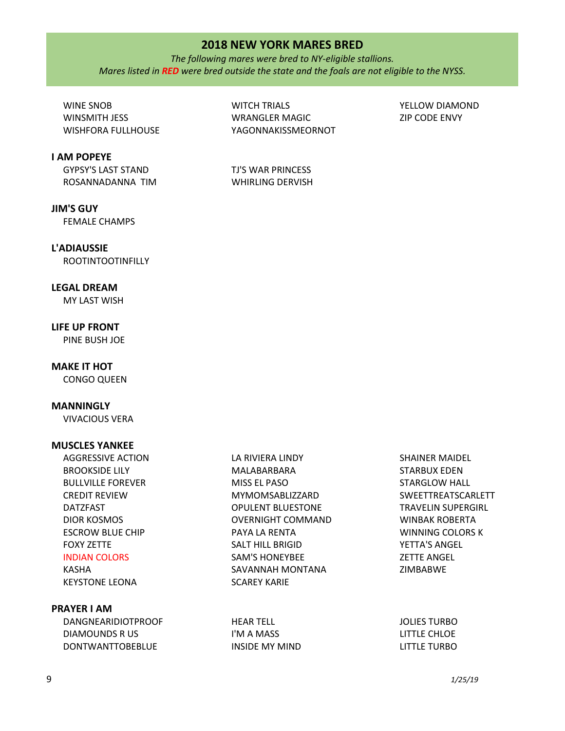## 2018 NEW YORK MARES BRED

*The following mares were bred to NY-eligible stallions.*
*Mares listed in **RED** were bred outside the state and the foals are not eligible to the NYSS.*

- WINE SNOB
- WINSMITH JESS
- WISHFORA FULLHOUSE
- WITCH TRIALS
- WRANGLER MAGIC
- YAGONNAKISSMEORNOT
- YELLOW DIAMOND
- ZIP CODE ENVY

**I AM POPEYE**

- GYPSY'S LAST STAND
- ROSANNADANNA TIM
- TJ'S WAR PRINCESS
- WHIRLING DERVISH

**JIM'S GUY**

- FEMALE CHAMPS

**L'ADIAUSSIE**

- ROOTINTOOTINFILLY

**LEGAL DREAM**

- MY LAST WISH

**LIFE UP FRONT**

- PINE BUSH JOE

**MAKE IT HOT**

- CONGO QUEEN

**MANNINGLY**

- VIVACIOUS VERA

**MUSCLES YANKEE**

- AGGRESSIVE ACTION
- BROOKSIDE LILY
- BULLVILLE FOREVER
- CREDIT REVIEW
- DATZFAST
- DIOR KOSMOS
- ESCROW BLUE CHIP
- FOXY ZETTE
- INDIAN COLORS (red)
- KASHA
- KEYSTONE LEONA
- LA RIVIERA LINDY
- MALABARBARA
- MISS EL PASO
- MYMOMSABLIZZARD
- OPULENT BLUESTONE
- OVERNIGHT COMMAND
- PAYA LA RENTA
- SALT HILL BRIGID
- SAM'S HONEYBEE
- SAVANNAH MONTANA
- SCAREY KARIE
- SHAINER MAIDEL
- STARBUX EDEN
- STARGLOW HALL
- SWEETTREATSCARLETT
- TRAVELIN SUPERGIRL
- WINBAK ROBERTA
- WINNING COLORS K
- YETTA'S ANGEL
- ZETTE ANGEL
- ZIMBABWE

**PRAYER I AM**

- DANGNEARIDIOTPROOF
- DIAMOUNDS R US
- DONTWANTTOBEBLUE
- HEAR TELL
- I'M A MASS
- INSIDE MY MIND
- JOLIES TURBO
- LITTLE CHLOE
- LITTLE TURBO

*1/25/19*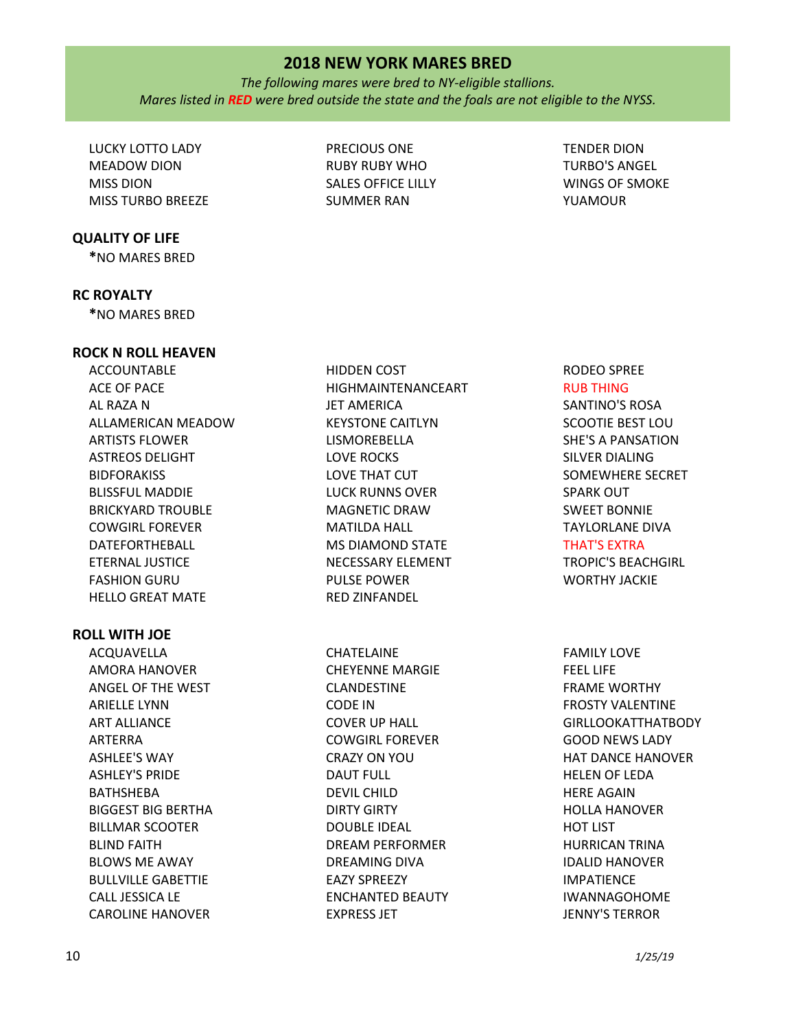## 2018 NEW YORK MARES BRED

*The following mares were bred to NY-eligible stallions.*
*Mares listed in **RED** were bred outside the state and the foals are not eligible to the NYSS.*

LUCKY LOTTO LADY
MEADOW DION
MISS DION
MISS TURBO BREEZE
PRECIOUS ONE
RUBY RUBY WHO
SALES OFFICE LILLY
SUMMER RAN
TENDER DION
TURBO'S ANGEL
WINGS OF SMOKE
YUAMOUR

### QUALITY OF LIFE

*NO MARES BRED

### RC ROYALTY

*NO MARES BRED

### ROCK N ROLL HEAVEN

ACCOUNTABLE
ACE OF PACE
AL RAZA N
ALLAMERICAN MEADOW
ARTISTS FLOWER
ASTREOS DELIGHT
BIDFORAKISS
BLISSFUL MADDIE
BRICKYARD TROUBLE
COWGIRL FOREVER
DATEFORTHEBALL
ETERNAL JUSTICE
FASHION GURU
HELLO GREAT MATE
HIDDEN COST
HIGHMAINTENANCEART
JET AMERICA
KEYSTONE CAITLYN
LISMOREBELLA
LOVE ROCKS
LOVE THAT CUT
LUCK RUNNS OVER
MAGNETIC DRAW
MATILDA HALL
MS DIAMOND STATE
NECESSARY ELEMENT
PULSE POWER
RED ZINFANDEL
RODEO SPREE
RUB THING
SANTINO'S ROSA
SCOOTIE BEST LOU
SHE'S A PANSATION
SILVER DIALING
SOMEWHERE SECRET
SPARK OUT
SWEET BONNIE
TAYLORLANE DIVA
THAT'S EXTRA
TROPIC'S BEACHGIRL
WORTHY JACKIE

### ROLL WITH JOE

ACQUAVELLA
AMORA HANOVER
ANGEL OF THE WEST
ARIELLE LYNN
ART ALLIANCE
ARTERRA
ASHLEE'S WAY
ASHLEY'S PRIDE
BATHSHEBA
BIGGEST BIG BERTHA
BILLMAR SCOOTER
BLIND FAITH
BLOWS ME AWAY
BULLVILLE GABETTIE
CALL JESSICA LE
CAROLINE HANOVER
CHATELAINE
CHEYENNE MARGIE
CLANDESTINE
CODE IN
COVER UP HALL
COWGIRL FOREVER
CRAZY ON YOU
DAUT FULL
DEVIL CHILD
DIRTY GIRTY
DOUBLE IDEAL
DREAM PERFORMER
DREAMING DIVA
EAZY SPREEZY
ENCHANTED BEAUTY
EXPRESS JET
FAMILY LOVE
FEEL LIFE
FRAME WORTHY
FROSTY VALENTINE
GIRLLOOKATTHATBODY
GOOD NEWS LADY
HAT DANCE HANOVER
HELEN OF LEDA
HERE AGAIN
HOLLA HANOVER
HOT LIST
HURRICAN TRINA
IDALID HANOVER
IMPATIENCE
IWANNAGOHOME
JENNY'S TERROR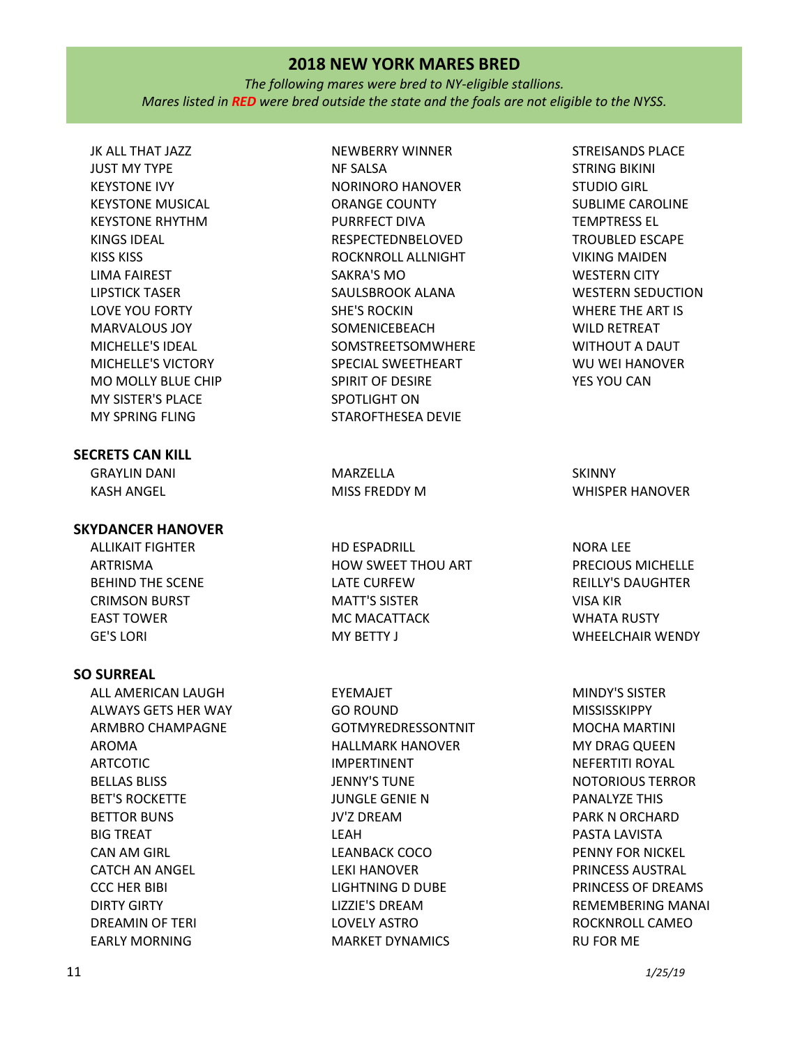## 2018 NEW YORK MARES BRED

*The following mares were bred to NY-eligible stallions.*
*Mares listed in **RED** were bred outside the state and the foals are not eligible to the NYSS.*

JK ALL THAT JAZZ
JUST MY TYPE
KEYSTONE IVY
KEYSTONE MUSICAL
KEYSTONE RHYTHM
KINGS IDEAL
KISS KISS
LIMA FAIREST
LIPSTICK TASER
LOVE YOU FORTY
MARVALOUS JOY
MICHELLE'S IDEAL
MICHELLE'S VICTORY
MO MOLLY BLUE CHIP
MY SISTER'S PLACE
MY SPRING FLING
NEWBERRY WINNER
NF SALSA
NORINORO HANOVER
ORANGE COUNTY
PURRFECT DIVA
RESPECTEDNBELOVED
ROCKNROLL ALLNIGHT
SAKRA'S MO
SAULSBROOK ALANA
SHE'S ROCKIN
SOMENICEBEACH
SOMSTREETSOMWHERE
SPECIAL SWEETHEART
SPIRIT OF DESIRE
SPOTLIGHT ON
STAROFTHESEA DEVIE
STREISANDS PLACE
STRING BIKINI
STUDIO GIRL
SUBLIME CAROLINE
TEMPTRESS EL
TROUBLED ESCAPE
VIKING MAIDEN
WESTERN CITY
WESTERN SEDUCTION
WHERE THE ART IS
WILD RETREAT
WITHOUT A DAUT
WU WEI HANOVER
YES YOU CAN

**SECRETS CAN KILL**

GRAYLIN DANI
KASH ANGEL
MARZELLA
MISS FREDDY M
SKINNY
WHISPER HANOVER

**SKYDANCER HANOVER**

ALLIKAIT FIGHTER
ARTRISMA
BEHIND THE SCENE
CRIMSON BURST
EAST TOWER
GE'S LORI
HD ESPADRILL
HOW SWEET THOU ART
LATE CURFEW
MATT'S SISTER
MC MACATTACK
MY BETTY J
NORA LEE
PRECIOUS MICHELLE
REILLY'S DAUGHTER
VISA KIR
WHATA RUSTY
WHEELCHAIR WENDY

**SO SURREAL**

ALL AMERICAN LAUGH
ALWAYS GETS HER WAY
ARMBRO CHAMPAGNE
AROMA
ARTCOTIC
BELLAS BLISS
BET'S ROCKETTE
BETTOR BUNS
BIG TREAT
CAN AM GIRL
CATCH AN ANGEL
CCC HER BIBI
DIRTY GIRTY
DREAMIN OF TERI
EARLY MORNING
EYEMAJET
GO ROUND
GOTMYREDRESSONTNIT
HALLMARK HANOVER
IMPERTINENT
JENNY'S TUNE
JUNGLE GENIE N
JV'Z DREAM
LEAH
LEANBACK COCO
LEKI HANOVER
LIGHTNING D DUBE
LIZZIE'S DREAM
LOVELY ASTRO
MARKET DYNAMICS
MINDY'S SISTER
MISSISSKIPPY
MOCHA MARTINI
MY DRAG QUEEN
NEFERTITI ROYAL
NOTORIOUS TERROR
PANALYZE THIS
PARK N ORCHARD
PASTA LAVISTA
PENNY FOR NICKEL
PRINCESS AUSTRAL
PRINCESS OF DREAMS
REMEMBERING MANAI
ROCKNROLL CAMEO
RU FOR ME

1/25/19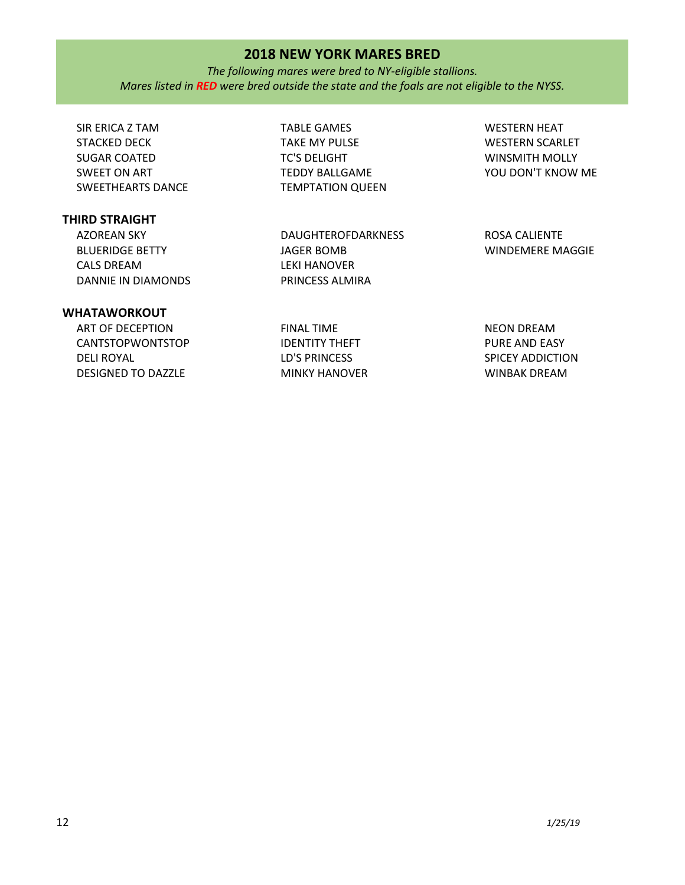## 2018 NEW YORK MARES BRED

*The following mares were bred to NY-eligible stallions.*
*Mares listed in **RED** were bred outside the state and the foals are not eligible to the NYSS.*

SIR ERICA Z TAM
STACKED DECK
SUGAR COATED
SWEET ON ART
SWEETHEARTS DANCE
TABLE GAMES
TAKE MY PULSE
TC'S DELIGHT
TEDDY BALLGAME
TEMPTATION QUEEN
WESTERN HEAT
WESTERN SCARLET
WINSMITH MOLLY
YOU DON'T KNOW ME

**THIRD STRAIGHT**

AZOREAN SKY
BLUERIDGE BETTY
CALS DREAM
DANNIE IN DIAMONDS
DAUGHTEROFDARKNESS
JAGER BOMB
LEKI HANOVER
PRINCESS ALMIRA
ROSA CALIENTE
WINDEMERE MAGGIE

**WHATAWORKOUT**

ART OF DECEPTION
CANTSTOPWONTSTOP
DELI ROYAL
DESIGNED TO DAZZLE
FINAL TIME
IDENTITY THEFT
LD'S PRINCESS
MINKY HANOVER
NEON DREAM
PURE AND EASY
SPICEY ADDICTION
WINBAK DREAM

*1/25/19*